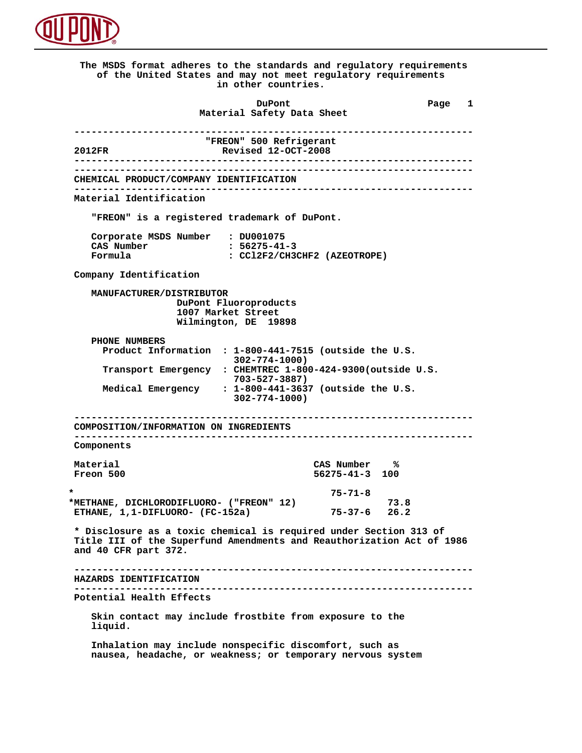The MSDS format adheres to the standards and regulatory requirements of the United States and may not meet regulatory requirements in other countries.

# DuPont
## Material Safety Data Sheet

**"FREON" 500 Refrigerant**
2012FR — Revised 12-OCT-2008

---

## CHEMICAL PRODUCT/COMPANY IDENTIFICATION

### Material Identification

"FREON" is a registered trademark of DuPont.

| | |
|---|---|
| Corporate MSDS Number | : DU001075 |
| CAS Number | : 56275-41-3 |
| Formula | : $CCl_2F_2/CH_3CHF_2$ (AZEOTROPE) |

### Company Identification

MANUFACTURER/DISTRIBUTOR
DuPont Fluoroproducts
1007 Market Street
Wilmington, DE 19898

PHONE NUMBERS

| | |
|---|---|
| Product Information | : 1-800-441-7515 (outside the U.S. 302-774-1000) |
| Transport Emergency | : CHEMTREC 1-800-424-9300(outside U.S. 703-527-3887) |
| Medical Emergency | : 1-800-441-3637 (outside the U.S. 302-774-1000) |

---

## COMPOSITION/INFORMATION ON INGREDIENTS

### Components

| Material | CAS Number | % |
|---|---|---|
| Freon 500 | 56275-41-3 | 100 |
| *METHANE, DICHLORODIFLUORO- ("FREON" 12) | 75-71-8 | 73.8 |
| ETHANE, 1,1-DIFLUORO- (FC-152a) | 75-37-6 | 26.2 |

* Disclosure as a toxic chemical is required under Section 313 of Title III of the Superfund Amendments and Reauthorization Act of 1986 and 40 CFR part 372.

---

## HAZARDS IDENTIFICATION

### Potential Health Effects

Skin contact may include frostbite from exposure to the liquid.

Inhalation may include nonspecific discomfort, such as nausea, headache, or weakness; or temporary nervous system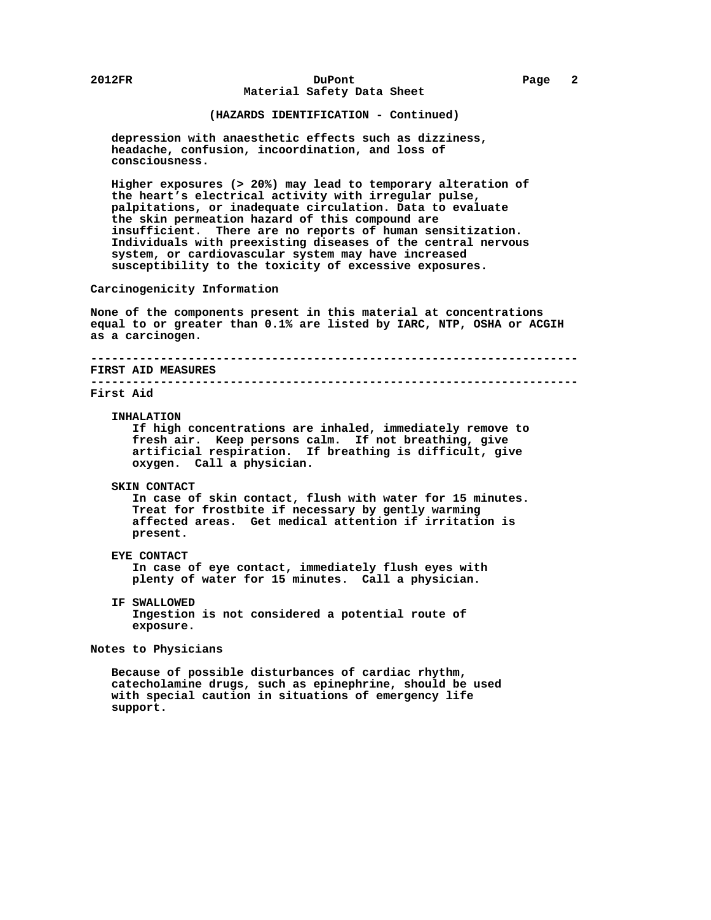(HAZARDS IDENTIFICATION - Continued)

depression with anaesthetic effects such as dizziness, headache, confusion, incoordination, and loss of consciousness.

Higher exposures (> 20%) may lead to temporary alteration of the heart's electrical activity with irregular pulse, palpitations, or inadequate circulation. Data to evaluate the skin permeation hazard of this compound are insufficient. There are no reports of human sensitization. Individuals with preexisting diseases of the central nervous system, or cardiovascular system may have increased susceptibility to the toxicity of excessive exposures.

### Carcinogenicity Information

None of the components present in this material at concentrations equal to or greater than 0.1% are listed by IARC, NTP, OSHA or ACGIH as a carcinogen.

## FIRST AID MEASURES

### First Aid

**INHALATION**
If high concentrations are inhaled, immediately remove to fresh air. Keep persons calm. If not breathing, give artificial respiration. If breathing is difficult, give oxygen. Call a physician.

**SKIN CONTACT**
In case of skin contact, flush with water for 15 minutes. Treat for frostbite if necessary by gently warming affected areas. Get medical attention if irritation is present.

**EYE CONTACT**
In case of eye contact, immediately flush eyes with plenty of water for 15 minutes. Call a physician.

**IF SWALLOWED**
Ingestion is not considered a potential route of exposure.

### Notes to Physicians

Because of possible disturbances of cardiac rhythm, catecholamine drugs, such as epinephrine, should be used with special caution in situations of emergency life support.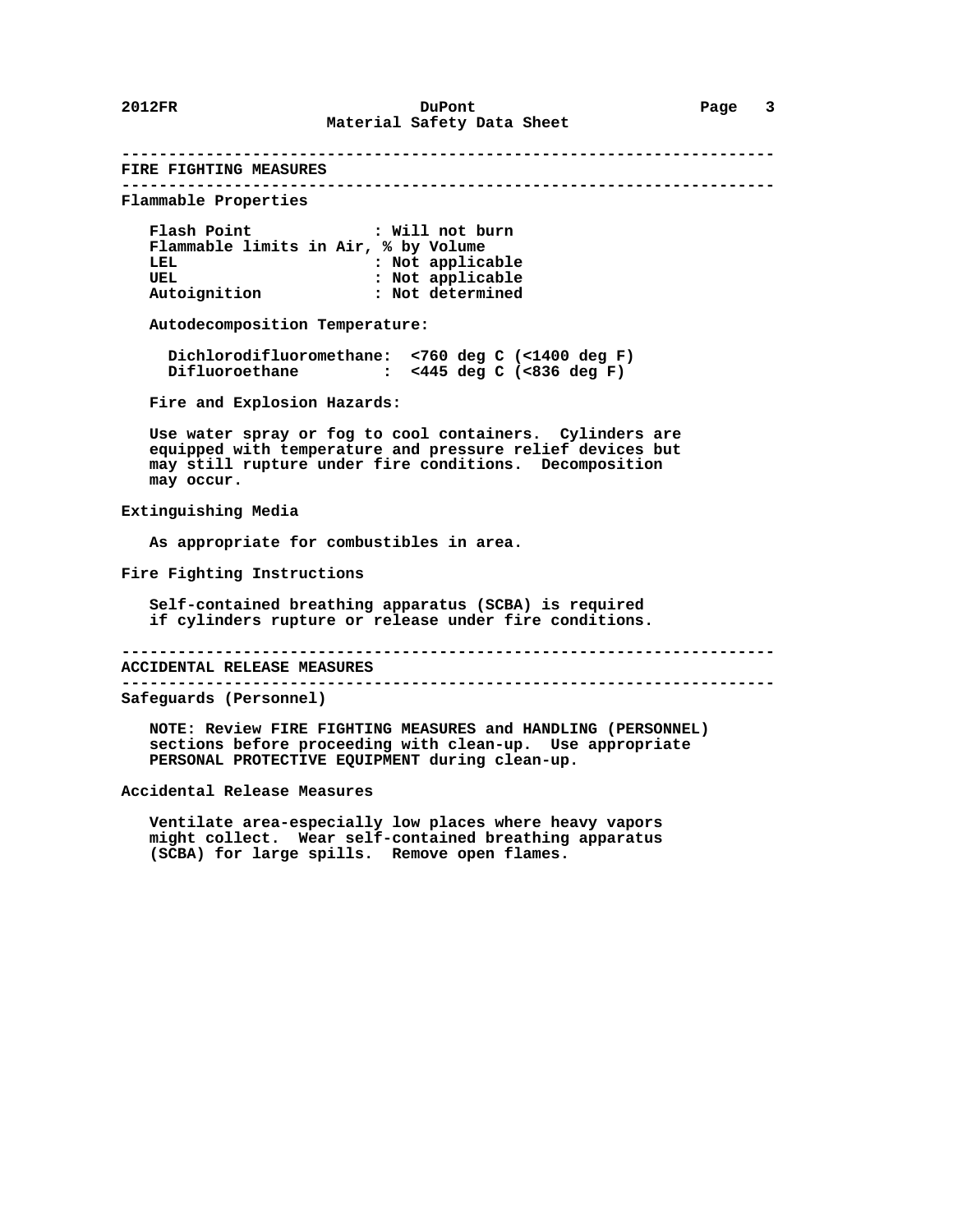## FIRE FIGHTING MEASURES

### Flammable Properties

| | |
|---|---|
| Flash Point | : Will not burn |
| Flammable limits in Air, % by Volume | |
| LEL | : Not applicable |
| UEL | : Not applicable |
| Autoignition | : Not determined |

Autodecomposition Temperature:

| | |
|---|---|
| Dichlorodifluoromethane: | <760 deg C (<1400 deg F) |
| Difluoroethane : | <445 deg C (<836 deg F) |

Fire and Explosion Hazards:

Use water spray or fog to cool containers. Cylinders are equipped with temperature and pressure relief devices but may still rupture under fire conditions. Decomposition may occur.

### Extinguishing Media

As appropriate for combustibles in area.

### Fire Fighting Instructions

Self-contained breathing apparatus (SCBA) is required if cylinders rupture or release under fire conditions.

## ACCIDENTAL RELEASE MEASURES

### Safeguards (Personnel)

NOTE: Review FIRE FIGHTING MEASURES and HANDLING (PERSONNEL) sections before proceeding with clean-up. Use appropriate PERSONAL PROTECTIVE EQUIPMENT during clean-up.

### Accidental Release Measures

Ventilate area-especially low places where heavy vapors might collect. Wear self-contained breathing apparatus (SCBA) for large spills. Remove open flames.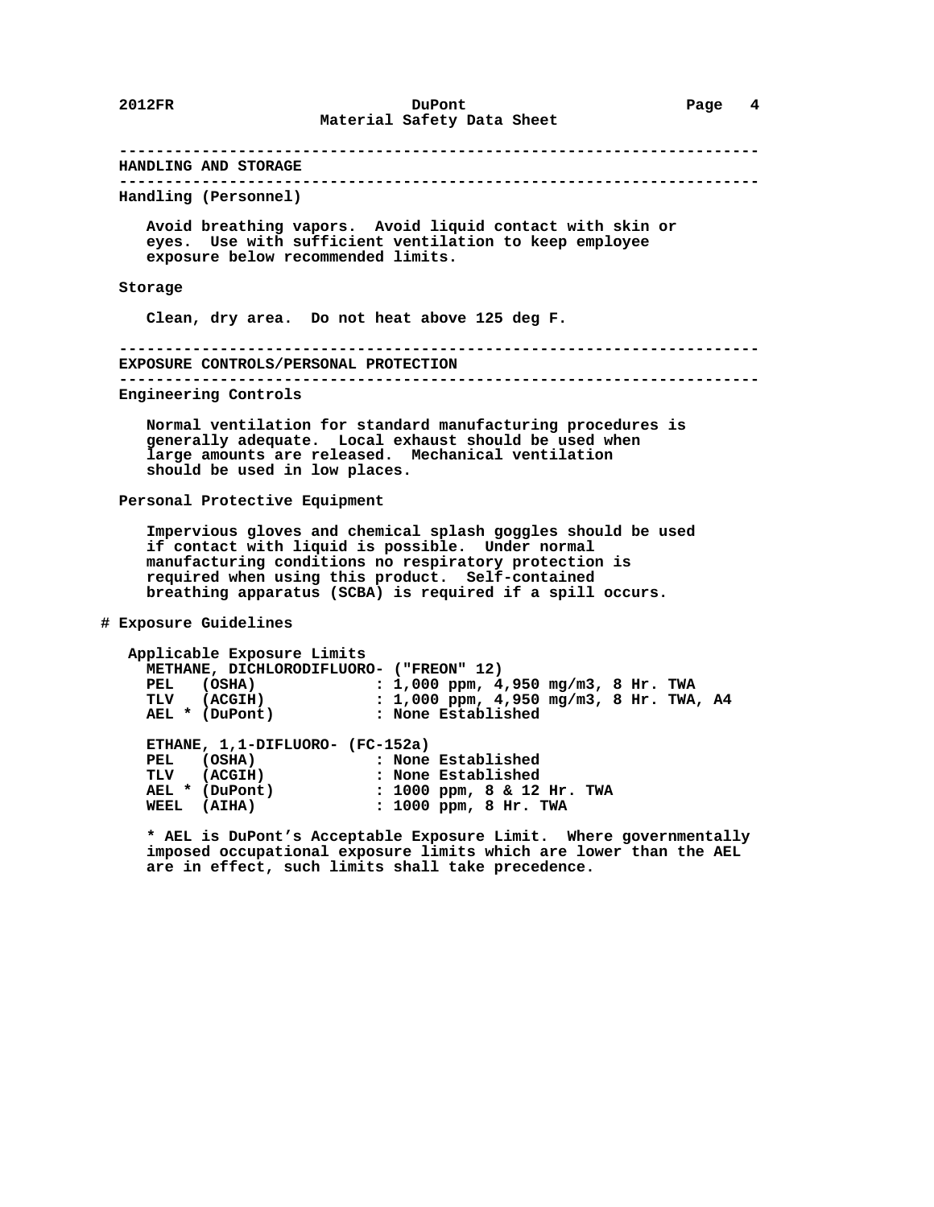## HANDLING AND STORAGE

### Handling (Personnel)

Avoid breathing vapors. Avoid liquid contact with skin or eyes. Use with sufficient ventilation to keep employee exposure below recommended limits.

### Storage

Clean, dry area. Do not heat above 125 deg F.

## EXPOSURE CONTROLS/PERSONAL PROTECTION

### Engineering Controls

Normal ventilation for standard manufacturing procedures is generally adequate. Local exhaust should be used when large amounts are released. Mechanical ventilation should be used in low places.

### Personal Protective Equipment

Impervious gloves and chemical splash goggles should be used if contact with liquid is possible. Under normal manufacturing conditions no respiratory protection is required when using this product. Self-contained breathing apparatus (SCBA) is required if a spill occurs.

### # Exposure Guidelines

Applicable Exposure Limits

METHANE, DICHLORODIFLUORO- ("FREON" 12)

| | |
|---|---|
| PEL (OSHA) | : 1,000 ppm, 4,950 mg/m3, 8 Hr. TWA |
| TLV (ACGIH) | : 1,000 ppm, 4,950 mg/m3, 8 Hr. TWA, A4 |
| AEL * (DuPont) | : None Established |

ETHANE, 1,1-DIFLUORO- (FC-152a)

| | |
|---|---|
| PEL (OSHA) | : None Established |
| TLV (ACGIH) | : None Established |
| AEL * (DuPont) | : 1000 ppm, 8 & 12 Hr. TWA |
| WEEL (AIHA) | : 1000 ppm, 8 Hr. TWA |

* AEL is DuPont's Acceptable Exposure Limit. Where governmentally imposed occupational exposure limits which are lower than the AEL are in effect, such limits shall take precedence.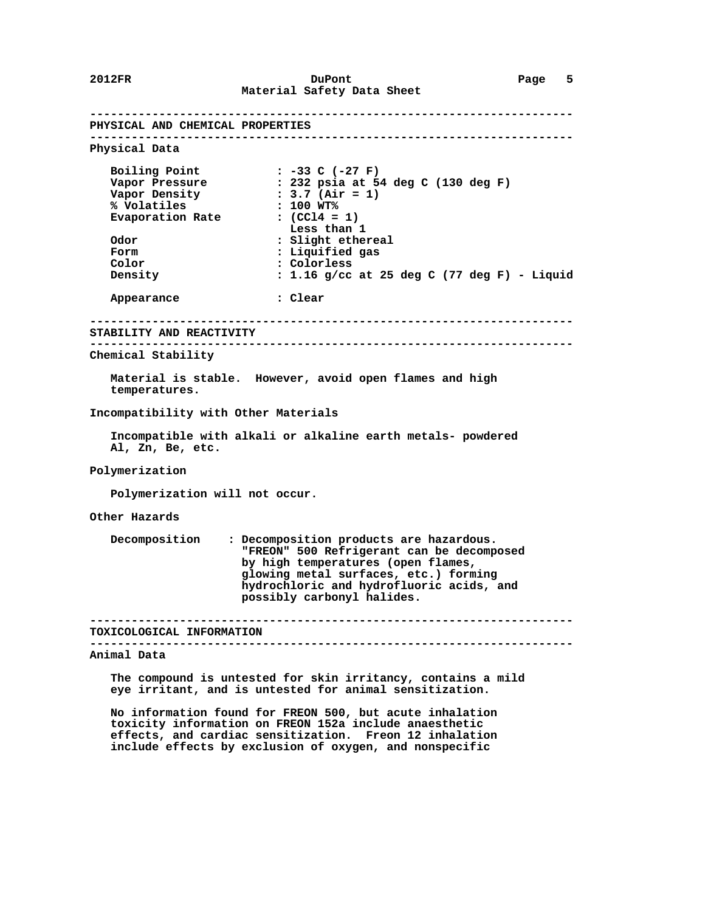## PHYSICAL AND CHEMICAL PROPERTIES

### Physical Data

| | |
|---|---|
| Boiling Point | : -33 C (-27 F) |
| Vapor Pressure | : 232 psia at 54 deg C (130 deg F) |
| Vapor Density | : 3.7 (Air = 1) |
| % Volatiles | : 100 WT% |
| Evaporation Rate | : ($CCl_4$ = 1) Less than 1 |
| Odor | : Slight ethereal |
| Form | : Liquified gas |
| Color | : Colorless |
| Density | : 1.16 g/cc at 25 deg C (77 deg F) - Liquid |
| Appearance | : Clear |

## STABILITY AND REACTIVITY

### Chemical Stability

Material is stable. However, avoid open flames and high temperatures.

### Incompatibility with Other Materials

Incompatible with alkali or alkaline earth metals- powdered Al, Zn, Be, etc.

### Polymerization

Polymerization will not occur.

### Other Hazards

Decomposition : Decomposition products are hazardous. "FREON" 500 Refrigerant can be decomposed by high temperatures (open flames, glowing metal surfaces, etc.) forming hydrochloric and hydrofluoric acids, and possibly carbonyl halides.

## TOXICOLOGICAL INFORMATION

### Animal Data

The compound is untested for skin irritancy, contains a mild eye irritant, and is untested for animal sensitization.

No information found for FREON 500, but acute inhalation toxicity information on FREON 152a include anaesthetic effects, and cardiac sensitization. Freon 12 inhalation include effects by exclusion of oxygen, and nonspecific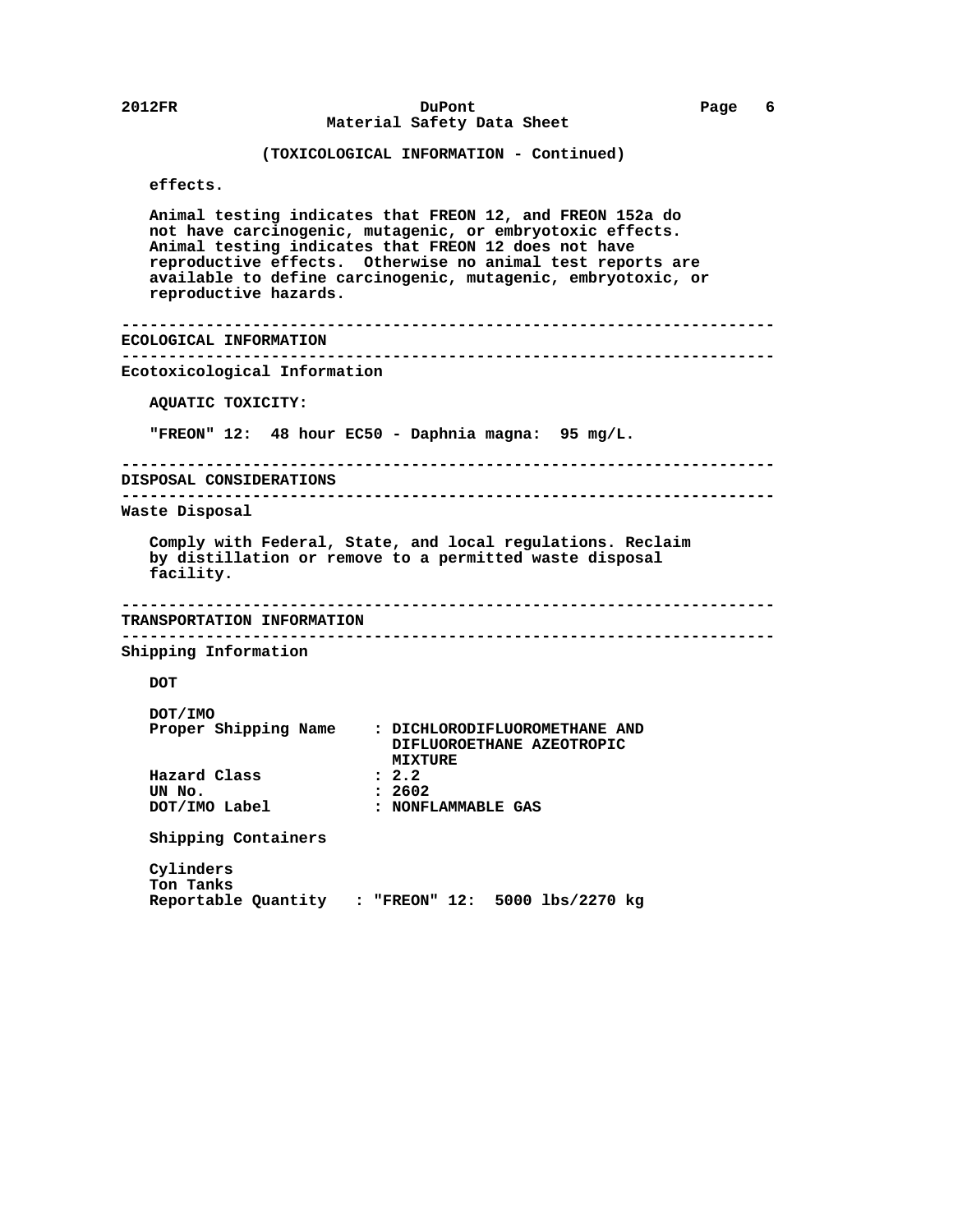### (TOXICOLOGICAL INFORMATION - Continued)

effects.

Animal testing indicates that FREON 12, and FREON 152a do not have carcinogenic, mutagenic, or embryotoxic effects. Animal testing indicates that FREON 12 does not have reproductive effects. Otherwise no animal test reports are available to define carcinogenic, mutagenic, embryotoxic, or reproductive hazards.

---

## ECOLOGICAL INFORMATION

---

### Ecotoxicological Information

AQUATIC TOXICITY:

"FREON" 12: 48 hour EC50 - Daphnia magna: 95 mg/L.

---

## DISPOSAL CONSIDERATIONS

---

### Waste Disposal

Comply with Federal, State, and local regulations. Reclaim by distillation or remove to a permitted waste disposal facility.

---

## TRANSPORTATION INFORMATION

---

### Shipping Information

DOT

DOT/IMO

| | |
|---|---|
| Proper Shipping Name | : DICHLORODIFLUOROMETHANE AND DIFLUOROETHANE AZEOTROPIC MIXTURE |
| Hazard Class | : 2.2 |
| UN No. | : 2602 |
| DOT/IMO Label | : NONFLAMMABLE GAS |

Shipping Containers

Cylinders
Ton Tanks
Reportable Quantity : "FREON" 12: 5000 lbs/2270 kg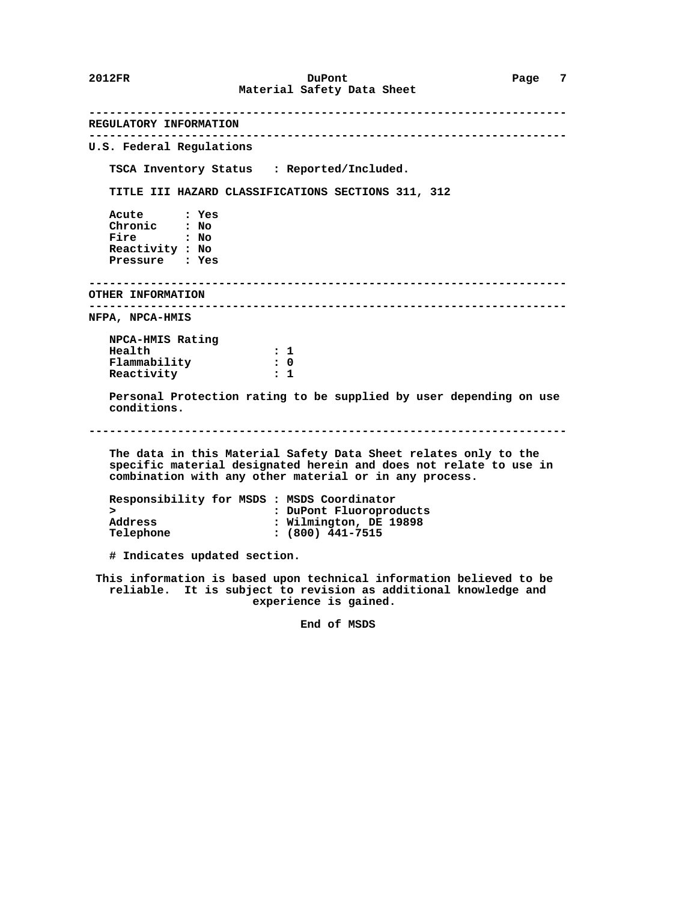## REGULATORY INFORMATION

### U.S. Federal Regulations

TSCA Inventory Status : Reported/Included.

TITLE III HAZARD CLASSIFICATIONS SECTIONS 311, 312

| | |
|---|---|
| Acute | : Yes |
| Chronic | : No |
| Fire | : No |
| Reactivity | : No |
| Pressure | : Yes |

## OTHER INFORMATION

### NFPA, NPCA-HMIS

NPCA-HMIS Rating

| | |
|---|---|
| Health | : 1 |
| Flammability | : 0 |
| Reactivity | : 1 |

Personal Protection rating to be supplied by user depending on use conditions.

---

The data in this Material Safety Data Sheet relates only to the specific material designated herein and does not relate to use in combination with any other material or in any process.

| | |
|---|---|
| Responsibility for MSDS | : MSDS Coordinator |
| > | : DuPont Fluoroproducts |
| Address | : Wilmington, DE 19898 |
| Telephone | : (800) 441-7515 |

# Indicates updated section.

This information is based upon technical information believed to be reliable. It is subject to revision as additional knowledge and experience is gained.

End of MSDS